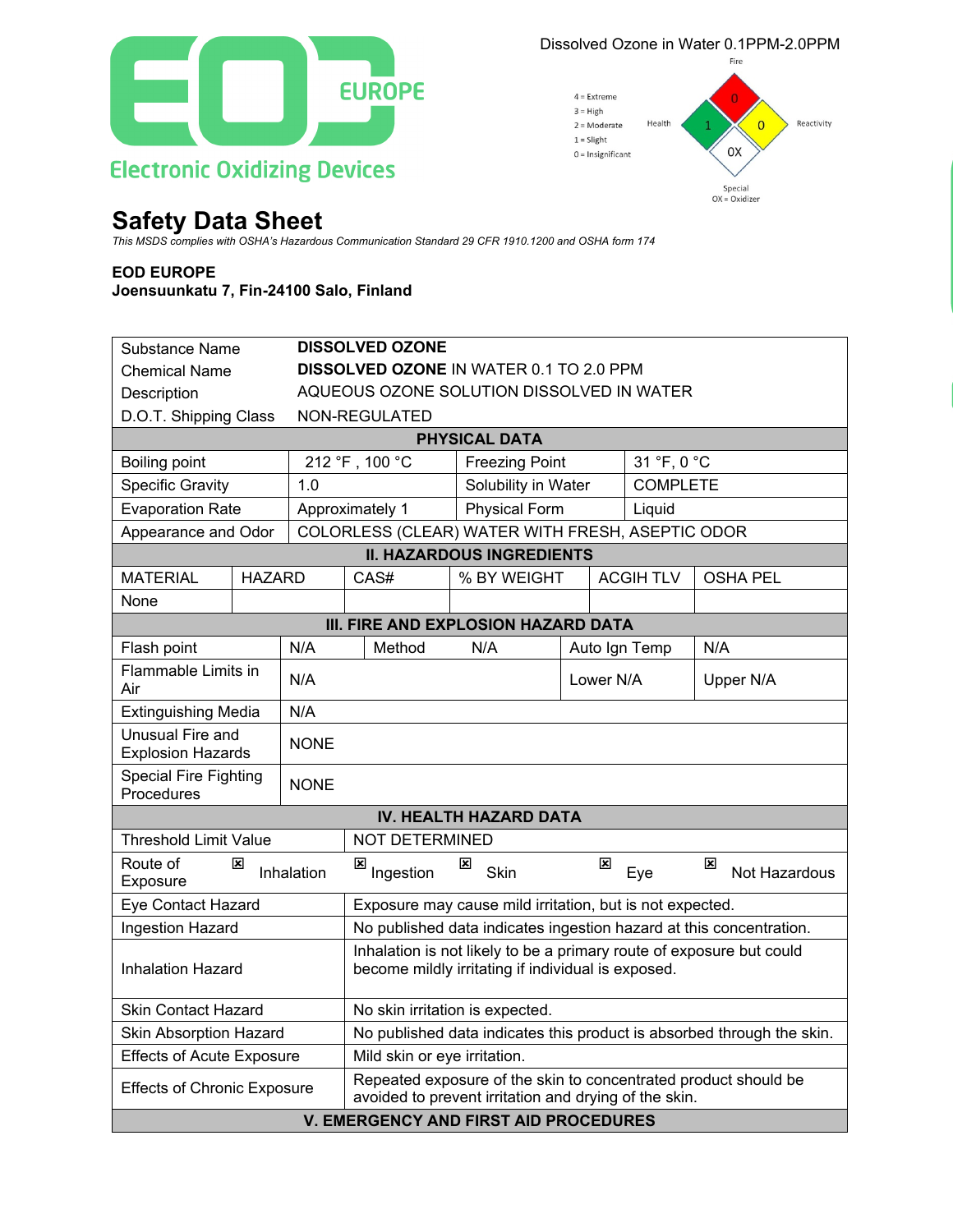EOD EUROPE

Electronic Oxidizing Devices

Dissolved Ozone in Water 0.1PPM-2.0PPM

Fire: 0
Health: 1
Reactivity: 0
Special: OX

4 = Extreme
3 = High
2 = Moderate
1 = Slight
0 = Insignificant

Special OX = Oxidizer

# Safety Data Sheet

*This MSDS complies with OSHA's Hazardous Communication Standard 29 CFR 1910.1200 and OSHA form 174*

**EOD EUROPE**
**Joensuunkatu 7, Fin-24100 Salo, Finland**

| | |
|---|---|
| Substance Name | **DISSOLVED OZONE** |
| Chemical Name | **DISSOLVED OZONE** IN WATER 0.1 TO 2.0 PPM |
| Description | AQUEOUS OZONE SOLUTION DISSOLVED IN WATER |
| D.O.T. Shipping Class | NON-REGULATED |

**PHYSICAL DATA**

| | | | |
|---|---|---|---|
| Boiling point | 212 °F , 100 °C | Freezing Point | 31 °F, 0 °C |
| Specific Gravity | 1.0 | Solubility in Water | COMPLETE |
| Evaporation Rate | Approximately 1 | Physical Form | Liquid |
| Appearance and Odor | COLORLESS (CLEAR) WATER WITH FRESH, ASEPTIC ODOR | | |

**II. HAZARDOUS INGREDIENTS**

| MATERIAL | HAZARD | CAS# | % BY WEIGHT | ACGIH TLV | OSHA PEL |
|---|---|---|---|---|---|
| None | | | | | |

**III. FIRE AND EXPLOSION HAZARD DATA**

| | | | | | |
|---|---|---|---|---|---|
| Flash point | N/A | Method | N/A | Auto Ign Temp | N/A |
| Flammable Limits in Air | N/A | | | Lower N/A | Upper N/A |
| Extinguishing Media | N/A | | | | |
| Unusual Fire and Explosion Hazards | NONE | | | | |
| Special Fire Fighting Procedures | NONE | | | | |

**IV. HEALTH HAZARD DATA**

| | |
|---|---|
| Threshold Limit Value | NOT DETERMINED |
| Route of Exposure | ☒ Inhalation ☒ Ingestion ☒ Skin ☒ Eye ☒ Not Hazardous |
| Eye Contact Hazard | Exposure may cause mild irritation, but is not expected. |
| Ingestion Hazard | No published data indicates ingestion hazard at this concentration. |
| Inhalation Hazard | Inhalation is not likely to be a primary route of exposure but could become mildly irritating if individual is exposed. |
| Skin Contact Hazard | No skin irritation is expected. |
| Skin Absorption Hazard | No published data indicates this product is absorbed through the skin. |
| Effects of Acute Exposure | Mild skin or eye irritation. |
| Effects of Chronic Exposure | Repeated exposure of the skin to concentrated product should be avoided to prevent irritation and drying of the skin. |

**V. EMERGENCY AND FIRST AID PROCEDURES**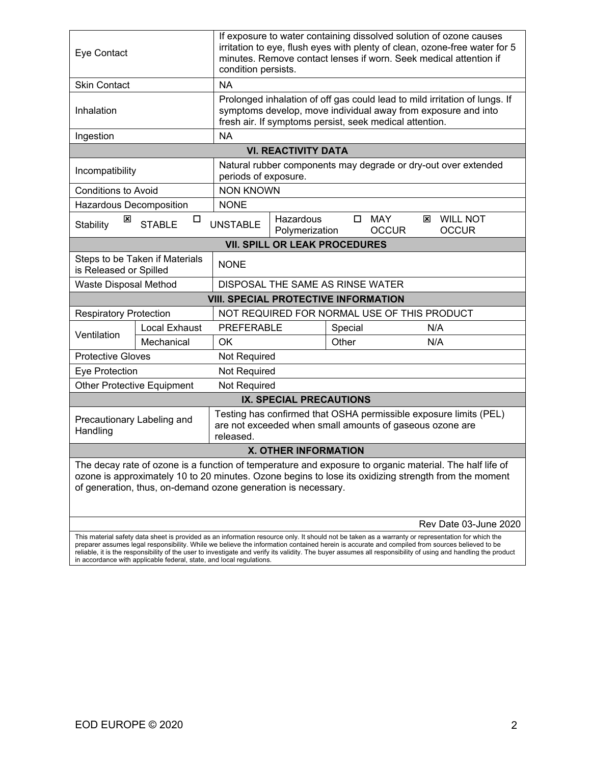| | |
|---|---|
| Eye Contact | If exposure to water containing dissolved solution of ozone causes irritation to eye, flush eyes with plenty of clean, ozone-free water for 5 minutes. Remove contact lenses if worn. Seek medical attention if condition persists. |
| Skin Contact | NA |
| Inhalation | Prolonged inhalation of off gas could lead to mild irritation of lungs. If symptoms develop, move individual away from exposure and into fresh air. If symptoms persist, seek medical attention. |
| Ingestion | NA |

## VI. REACTIVITY DATA

| | |
|---|---|
| Incompatibility | Natural rubber components may degrade or dry-out over extended periods of exposure. |
| Conditions to Avoid | NON KNOWN |
| Hazardous Decomposition | NONE |

| | | | | | |
|---|---|---|---|---|---|
| Stability | ☒ STABLE | ☐ UNSTABLE | Hazardous Polymerization | ☐ MAY OCCUR | ☒ WILL NOT OCCUR |

## VII. SPILL OR LEAK PROCEDURES

| | |
|---|---|
| Steps to be Taken if Materials is Released or Spilled | NONE |
| Waste Disposal Method | DISPOSAL THE SAME AS RINSE WATER |

## VIII. SPECIAL PROTECTIVE INFORMATION

| | | | | |
|---|---|---|---|---|
| Respiratory Protection | | NOT REQUIRED FOR NORMAL USE OF THIS PRODUCT | | |
| Ventilation | Local Exhaust | PREFERABLE | Special | N/A |
| | Mechanical | OK | Other | N/A |
| Protective Gloves | | Not Required | | |
| Eye Protection | | Not Required | | |
| Other Protective Equipment | | Not Required | | |

## IX. SPECIAL PRECAUTIONS

| | |
|---|---|
| Precautionary Labeling and Handling | Testing has confirmed that OSHA permissible exposure limits (PEL) are not exceeded when small amounts of gaseous ozone are released. |

## X. OTHER INFORMATION

The decay rate of ozone is a function of temperature and exposure to organic material. The half life of ozone is approximately 10 to 20 minutes. Ozone begins to lose its oxidizing strength from the moment of generation, thus, on-demand ozone generation is necessary.

Rev Date 03-June 2020

This material safety data sheet is provided as an information resource only. It should not be taken as a warranty or representation for which the preparer assumes legal responsibility. While we believe the information contained herein is accurate and compiled from sources believed to be reliable, it is the responsibility of the user to investigate and verify its validity. The buyer assumes all responsibility of using and handling the product in accordance with applicable federal, state, and local regulations.

EOD EUROPE © 2020